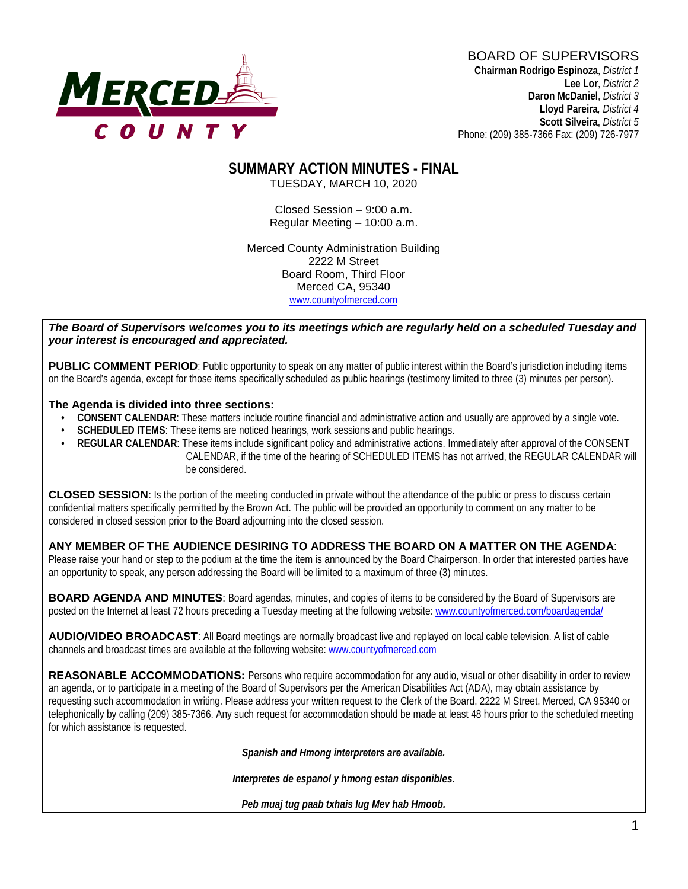MERCED COUNTY

BOARD OF SUPERVISORS
**Chairman Rodrigo Espinoza**, *District 1*
**Lee Lor**, *District 2*
**Daron McDaniel**, *District 3*
**Lloyd Pareira**, *District 4*
**Scott Silveira**, *District 5*
Phone: (209) 385-7366 Fax: (209) 726-7977

# SUMMARY ACTION MINUTES - FINAL

TUESDAY, MARCH 10, 2020

Closed Session – 9:00 a.m.
Regular Meeting – 10:00 a.m.

Merced County Administration Building
2222 M Street
Board Room, Third Floor
Merced CA, 95340
www.countyofmerced.com

***The Board of Supervisors welcomes you to its meetings which are regularly held on a scheduled Tuesday and your interest is encouraged and appreciated.***

**PUBLIC COMMENT PERIOD**: Public opportunity to speak on any matter of public interest within the Board's jurisdiction including items on the Board's agenda, except for those items specifically scheduled as public hearings (testimony limited to three (3) minutes per person).

**The Agenda is divided into three sections:**

- **CONSENT CALENDAR**: These matters include routine financial and administrative action and usually are approved by a single vote.
- **SCHEDULED ITEMS**: These items are noticed hearings, work sessions and public hearings.
- **REGULAR CALENDAR**: These items include significant policy and administrative actions. Immediately after approval of the CONSENT CALENDAR, if the time of the hearing of SCHEDULED ITEMS has not arrived, the REGULAR CALENDAR will be considered.

**CLOSED SESSION**: Is the portion of the meeting conducted in private without the attendance of the public or press to discuss certain confidential matters specifically permitted by the Brown Act. The public will be provided an opportunity to comment on any matter to be considered in closed session prior to the Board adjourning into the closed session.

**ANY MEMBER OF THE AUDIENCE DESIRING TO ADDRESS THE BOARD ON A MATTER ON THE AGENDA**: Please raise your hand or step to the podium at the time the item is announced by the Board Chairperson. In order that interested parties have an opportunity to speak, any person addressing the Board will be limited to a maximum of three (3) minutes.

**BOARD AGENDA AND MINUTES**: Board agendas, minutes, and copies of items to be considered by the Board of Supervisors are posted on the Internet at least 72 hours preceding a Tuesday meeting at the following website: www.countyofmerced.com/boardagenda/

**AUDIO/VIDEO BROADCAST**: All Board meetings are normally broadcast live and replayed on local cable television. A list of cable channels and broadcast times are available at the following website: www.countyofmerced.com

**REASONABLE ACCOMMODATIONS:** Persons who require accommodation for any audio, visual or other disability in order to review an agenda, or to participate in a meeting of the Board of Supervisors per the American Disabilities Act (ADA), may obtain assistance by requesting such accommodation in writing. Please address your written request to the Clerk of the Board, 2222 M Street, Merced, CA 95340 or telephonically by calling (209) 385-7366. Any such request for accommodation should be made at least 48 hours prior to the scheduled meeting for which assistance is requested.

***Spanish and Hmong interpreters are available.***

***Interpretes de espanol y hmong estan disponibles.***

***Peb muaj tug paab txhais lug Mev hab Hmoob.***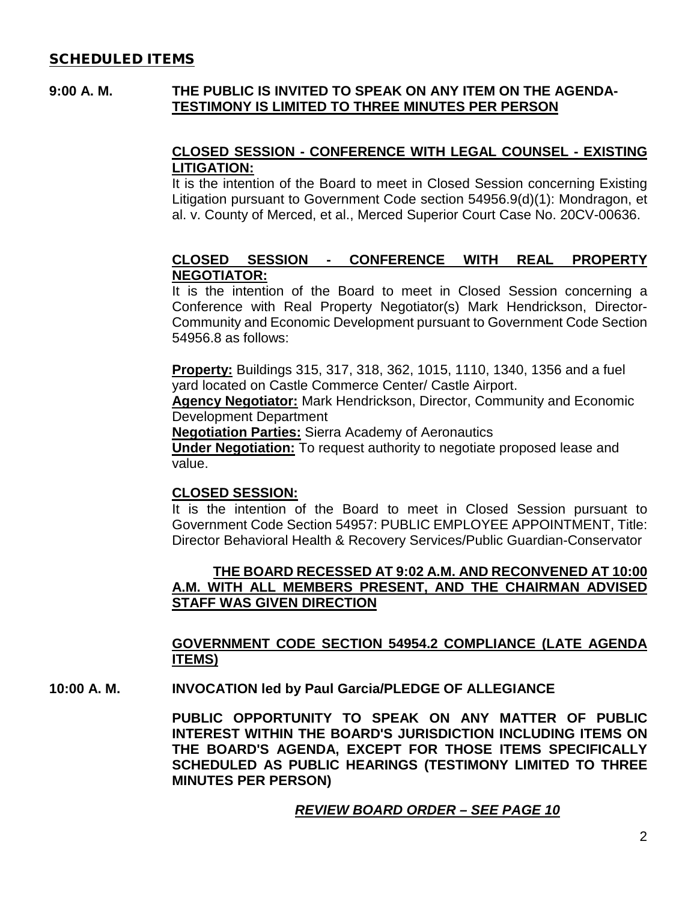## SCHEDULED ITEMS

**9:00 A. M.** **THE PUBLIC IS INVITED TO SPEAK ON ANY ITEM ON THE AGENDA-TESTIMONY IS LIMITED TO THREE MINUTES PER PERSON**

**CLOSED SESSION - CONFERENCE WITH LEGAL COUNSEL - EXISTING LITIGATION:**
It is the intention of the Board to meet in Closed Session concerning Existing Litigation pursuant to Government Code section 54956.9(d)(1): Mondragon, et al. v. County of Merced, et al., Merced Superior Court Case No. 20CV-00636.

**CLOSED SESSION - CONFERENCE WITH REAL PROPERTY NEGOTIATOR:**
It is the intention of the Board to meet in Closed Session concerning a Conference with Real Property Negotiator(s) Mark Hendrickson, Director-Community and Economic Development pursuant to Government Code Section 54956.8 as follows:

**Property:** Buildings 315, 317, 318, 362, 1015, 1110, 1340, 1356 and a fuel yard located on Castle Commerce Center/ Castle Airport.
**Agency Negotiator:** Mark Hendrickson, Director, Community and Economic Development Department
**Negotiation Parties:** Sierra Academy of Aeronautics
**Under Negotiation:** To request authority to negotiate proposed lease and value.

**CLOSED SESSION:**
It is the intention of the Board to meet in Closed Session pursuant to Government Code Section 54957: PUBLIC EMPLOYEE APPOINTMENT, Title: Director Behavioral Health & Recovery Services/Public Guardian-Conservator

**THE BOARD RECESSED AT 9:02 A.M. AND RECONVENED AT 10:00 A.M. WITH ALL MEMBERS PRESENT, AND THE CHAIRMAN ADVISED STAFF WAS GIVEN DIRECTION**

**GOVERNMENT CODE SECTION 54954.2 COMPLIANCE (LATE AGENDA ITEMS)**

**10:00 A. M.** **INVOCATION led by Paul Garcia/PLEDGE OF ALLEGIANCE**

**PUBLIC OPPORTUNITY TO SPEAK ON ANY MATTER OF PUBLIC INTEREST WITHIN THE BOARD'S JURISDICTION INCLUDING ITEMS ON THE BOARD'S AGENDA, EXCEPT FOR THOSE ITEMS SPECIFICALLY SCHEDULED AS PUBLIC HEARINGS (TESTIMONY LIMITED TO THREE MINUTES PER PERSON)**

***REVIEW BOARD ORDER – SEE PAGE 10***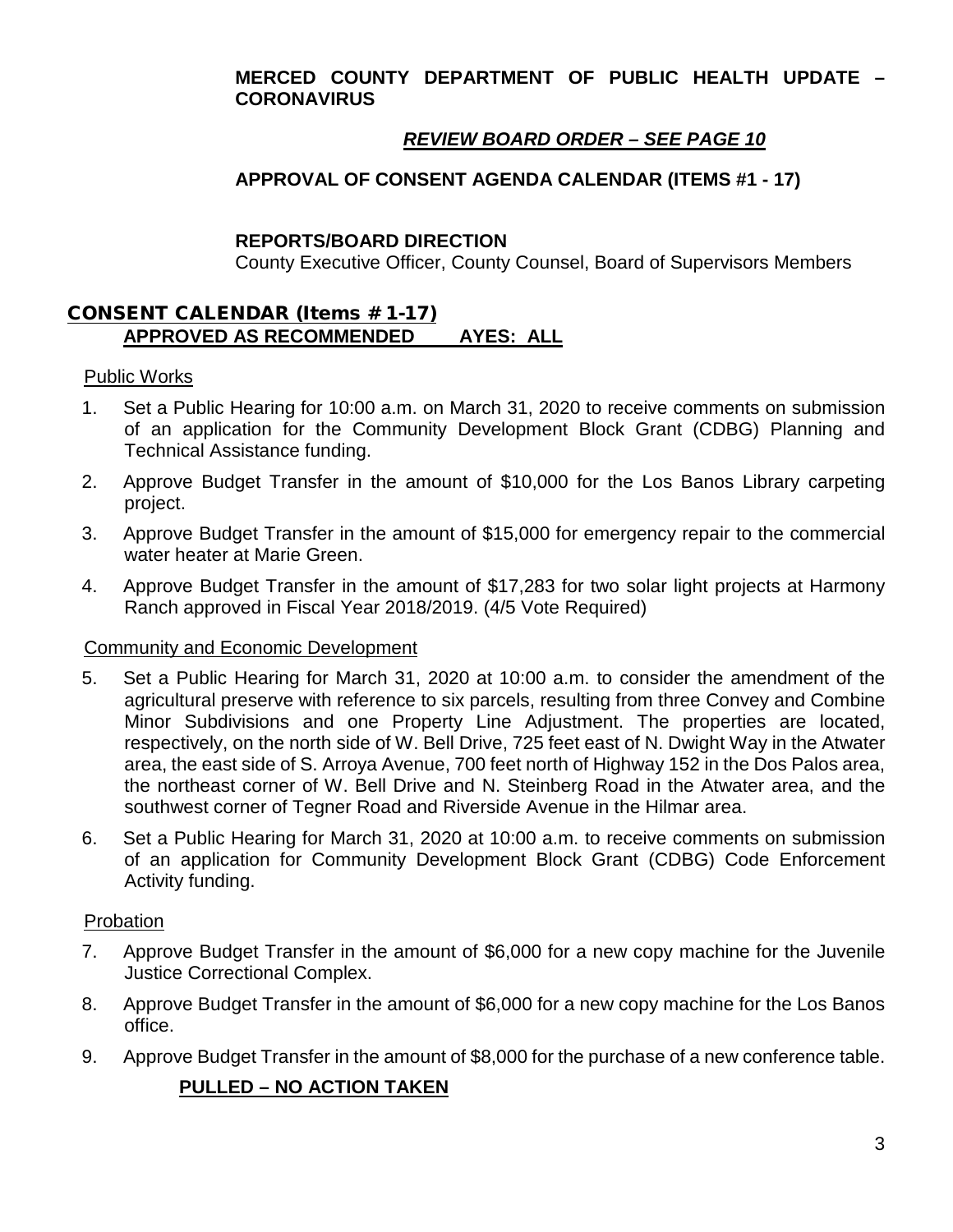**MERCED COUNTY DEPARTMENT OF PUBLIC HEALTH UPDATE – CORONAVIRUS**

***REVIEW BOARD ORDER – SEE PAGE 10***

**APPROVAL OF CONSENT AGENDA CALENDAR (ITEMS #1 - 17)**

**REPORTS/BOARD DIRECTION**

County Executive Officer, County Counsel, Board of Supervisors Members

## CONSENT CALENDAR (Items # 1-17)

**APPROVED AS RECOMMENDED AYES: ALL**

Public Works

1. Set a Public Hearing for 10:00 a.m. on March 31, 2020 to receive comments on submission of an application for the Community Development Block Grant (CDBG) Planning and Technical Assistance funding.
2. Approve Budget Transfer in the amount of $10,000 for the Los Banos Library carpeting project.
3. Approve Budget Transfer in the amount of $15,000 for emergency repair to the commercial water heater at Marie Green.
4. Approve Budget Transfer in the amount of $17,283 for two solar light projects at Harmony Ranch approved in Fiscal Year 2018/2019. (4/5 Vote Required)

Community and Economic Development

5. Set a Public Hearing for March 31, 2020 at 10:00 a.m. to consider the amendment of the agricultural preserve with reference to six parcels, resulting from three Convey and Combine Minor Subdivisions and one Property Line Adjustment. The properties are located, respectively, on the north side of W. Bell Drive, 725 feet east of N. Dwight Way in the Atwater area, the east side of S. Arroya Avenue, 700 feet north of Highway 152 in the Dos Palos area, the northeast corner of W. Bell Drive and N. Steinberg Road in the Atwater area, and the southwest corner of Tegner Road and Riverside Avenue in the Hilmar area.
6. Set a Public Hearing for March 31, 2020 at 10:00 a.m. to receive comments on submission of an application for Community Development Block Grant (CDBG) Code Enforcement Activity funding.

Probation

7. Approve Budget Transfer in the amount of $6,000 for a new copy machine for the Juvenile Justice Correctional Complex.
8. Approve Budget Transfer in the amount of $6,000 for a new copy machine for the Los Banos office.
9. Approve Budget Transfer in the amount of $8,000 for the purchase of a new conference table.

   **PULLED – NO ACTION TAKEN**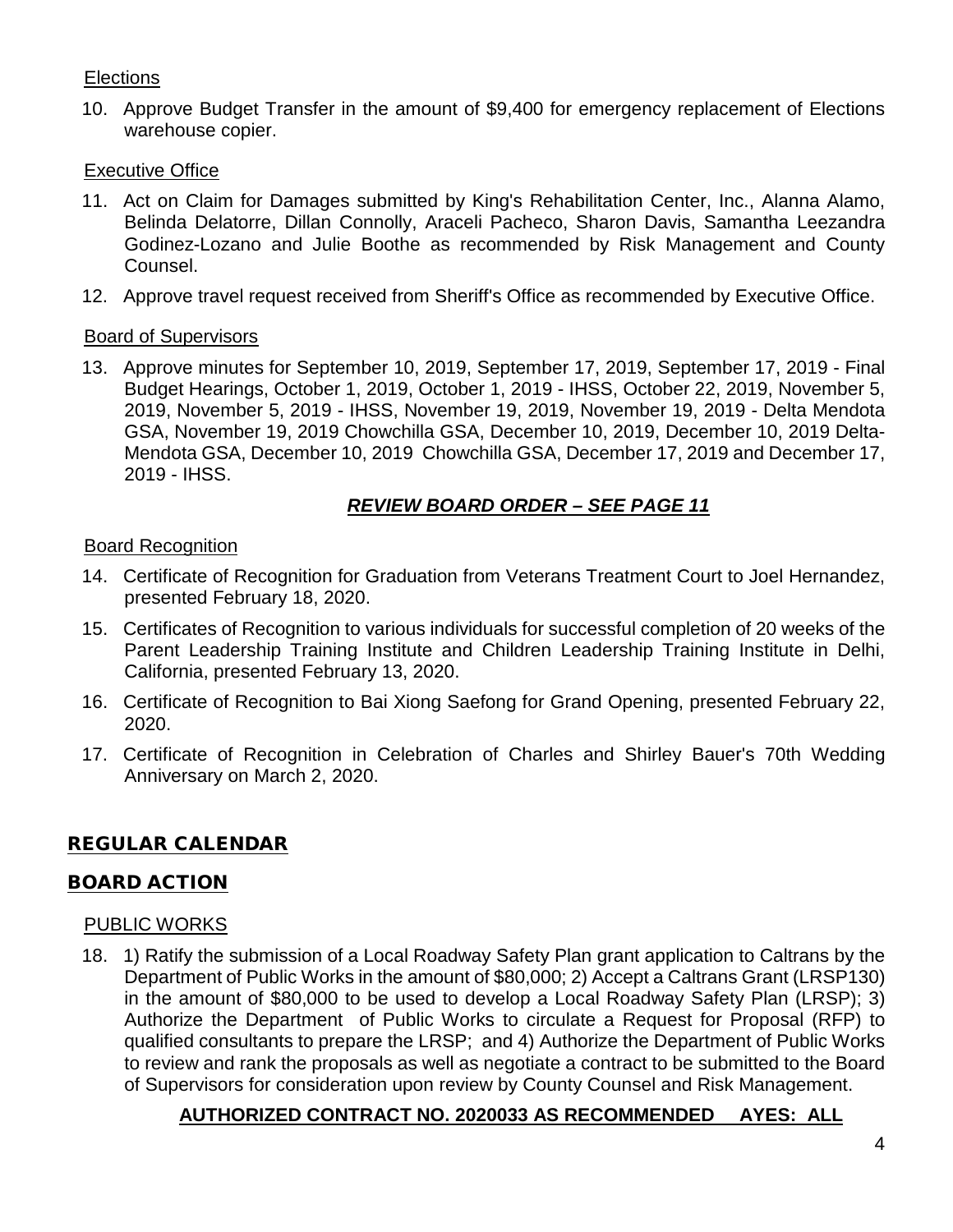Elections

10. Approve Budget Transfer in the amount of $9,400 for emergency replacement of Elections warehouse copier.

Executive Office

11. Act on Claim for Damages submitted by King's Rehabilitation Center, Inc., Alanna Alamo, Belinda Delatorre, Dillan Connolly, Araceli Pacheco, Sharon Davis, Samantha Leezandra Godinez-Lozano and Julie Boothe as recommended by Risk Management and County Counsel.

12. Approve travel request received from Sheriff's Office as recommended by Executive Office.

Board of Supervisors

13. Approve minutes for September 10, 2019, September 17, 2019, September 17, 2019 - Final Budget Hearings, October 1, 2019, October 1, 2019 - IHSS, October 22, 2019, November 5, 2019, November 5, 2019 - IHSS, November 19, 2019, November 19, 2019 - Delta Mendota GSA, November 19, 2019 Chowchilla GSA, December 10, 2019, December 10, 2019 Delta-Mendota GSA, December 10, 2019 Chowchilla GSA, December 17, 2019 and December 17, 2019 - IHSS.

***REVIEW BOARD ORDER – SEE PAGE 11***

Board Recognition

14. Certificate of Recognition for Graduation from Veterans Treatment Court to Joel Hernandez, presented February 18, 2020.

15. Certificates of Recognition to various individuals for successful completion of 20 weeks of the Parent Leadership Training Institute and Children Leadership Training Institute in Delhi, California, presented February 13, 2020.

16. Certificate of Recognition to Bai Xiong Saefong for Grand Opening, presented February 22, 2020.

17. Certificate of Recognition in Celebration of Charles and Shirley Bauer's 70th Wedding Anniversary on March 2, 2020.

## REGULAR CALENDAR

## BOARD ACTION

PUBLIC WORKS

18. 1) Ratify the submission of a Local Roadway Safety Plan grant application to Caltrans by the Department of Public Works in the amount of $80,000; 2) Accept a Caltrans Grant (LRSP130) in the amount of $80,000 to be used to develop a Local Roadway Safety Plan (LRSP); 3) Authorize the Department of Public Works to circulate a Request for Proposal (RFP) to qualified consultants to prepare the LRSP; and 4) Authorize the Department of Public Works to review and rank the proposals as well as negotiate a contract to be submitted to the Board of Supervisors for consideration upon review by County Counsel and Risk Management.

**AUTHORIZED CONTRACT NO. 2020033 AS RECOMMENDED AYES: ALL**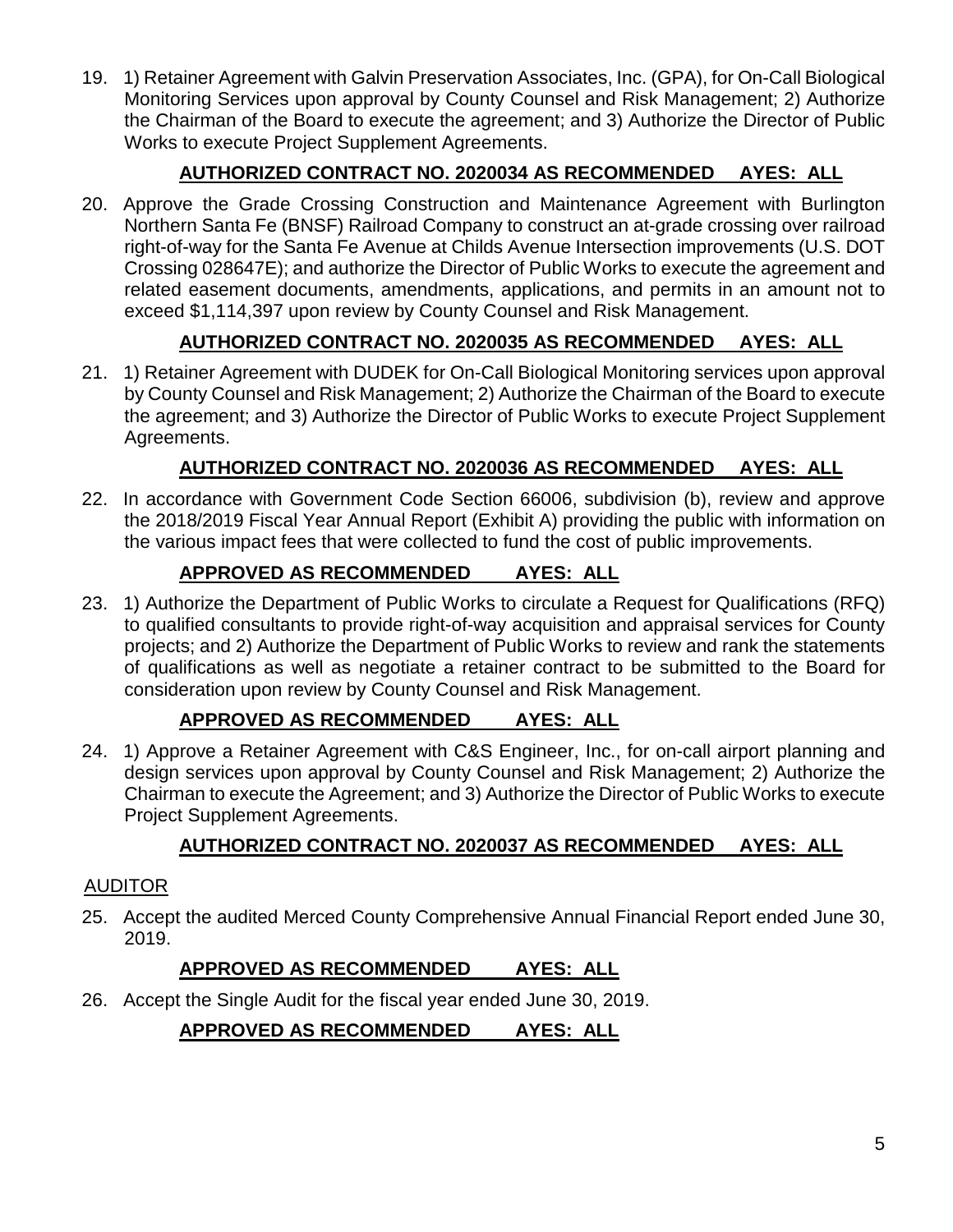19. 1) Retainer Agreement with Galvin Preservation Associates, Inc. (GPA), for On-Call Biological Monitoring Services upon approval by County Counsel and Risk Management; 2) Authorize the Chairman of the Board to execute the agreement; and 3) Authorize the Director of Public Works to execute Project Supplement Agreements.

   **AUTHORIZED CONTRACT NO. 2020034 AS RECOMMENDED AYES: ALL**

20. Approve the Grade Crossing Construction and Maintenance Agreement with Burlington Northern Santa Fe (BNSF) Railroad Company to construct an at-grade crossing over railroad right-of-way for the Santa Fe Avenue at Childs Avenue Intersection improvements (U.S. DOT Crossing 028647E); and authorize the Director of Public Works to execute the agreement and related easement documents, amendments, applications, and permits in an amount not to exceed $1,114,397 upon review by County Counsel and Risk Management.

   **AUTHORIZED CONTRACT NO. 2020035 AS RECOMMENDED AYES: ALL**

21. 1) Retainer Agreement with DUDEK for On-Call Biological Monitoring services upon approval by County Counsel and Risk Management; 2) Authorize the Chairman of the Board to execute the agreement; and 3) Authorize the Director of Public Works to execute Project Supplement Agreements.

   **AUTHORIZED CONTRACT NO. 2020036 AS RECOMMENDED AYES: ALL**

22. In accordance with Government Code Section 66006, subdivision (b), review and approve the 2018/2019 Fiscal Year Annual Report (Exhibit A) providing the public with information on the various impact fees that were collected to fund the cost of public improvements.

   **APPROVED AS RECOMMENDED AYES: ALL**

23. 1) Authorize the Department of Public Works to circulate a Request for Qualifications (RFQ) to qualified consultants to provide right-of-way acquisition and appraisal services for County projects; and 2) Authorize the Department of Public Works to review and rank the statements of qualifications as well as negotiate a retainer contract to be submitted to the Board for consideration upon review by County Counsel and Risk Management.

   **APPROVED AS RECOMMENDED AYES: ALL**

24. 1) Approve a Retainer Agreement with C&S Engineer, Inc., for on-call airport planning and design services upon approval by County Counsel and Risk Management; 2) Authorize the Chairman to execute the Agreement; and 3) Authorize the Director of Public Works to execute Project Supplement Agreements.

   **AUTHORIZED CONTRACT NO. 2020037 AS RECOMMENDED AYES: ALL**

AUDITOR

25. Accept the audited Merced County Comprehensive Annual Financial Report ended June 30, 2019.

   **APPROVED AS RECOMMENDED AYES: ALL**

26. Accept the Single Audit for the fiscal year ended June 30, 2019.

   **APPROVED AS RECOMMENDED AYES: ALL**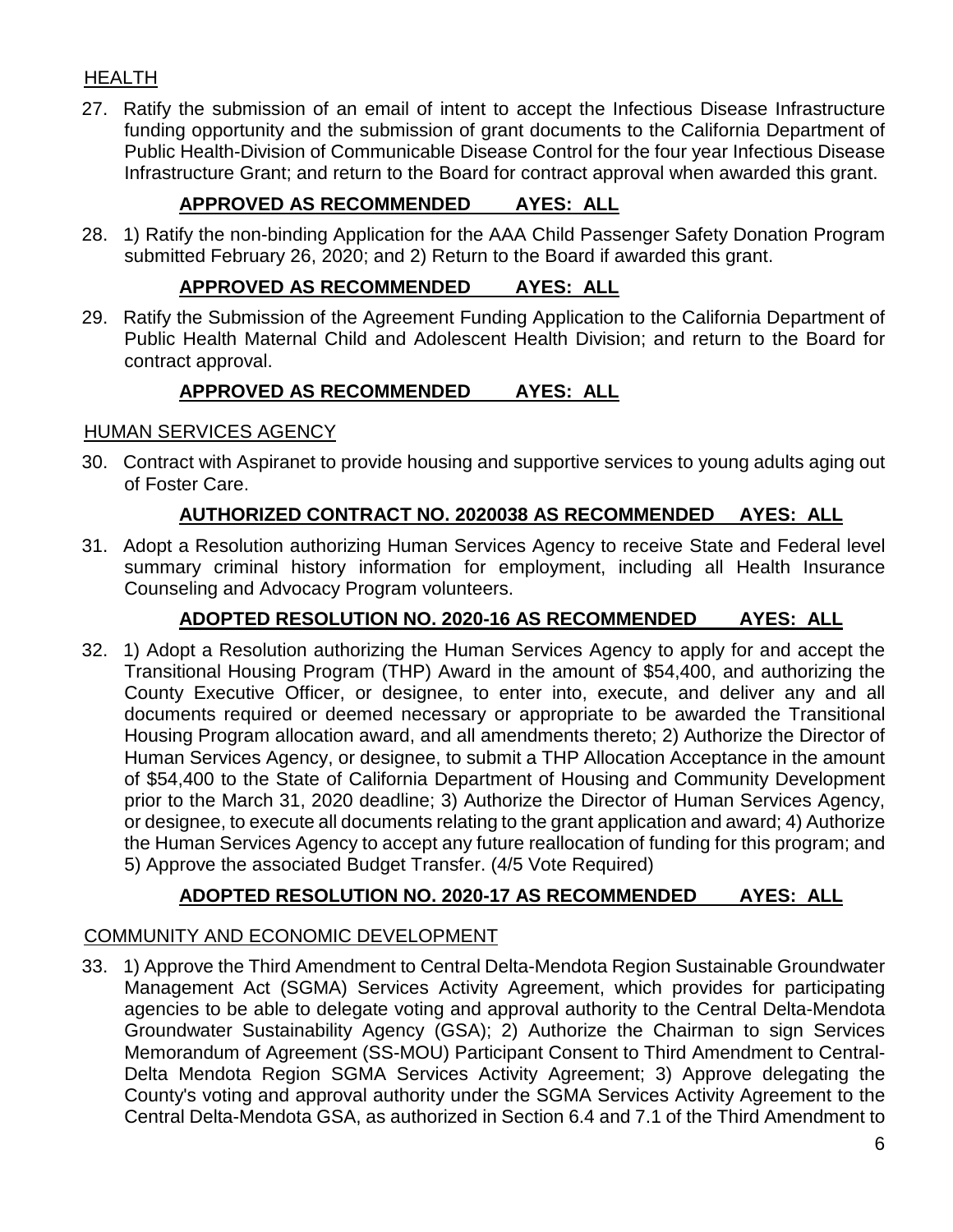HEALTH

27. Ratify the submission of an email of intent to accept the Infectious Disease Infrastructure funding opportunity and the submission of grant documents to the California Department of Public Health-Division of Communicable Disease Control for the four year Infectious Disease Infrastructure Grant; and return to the Board for contract approval when awarded this grant.

    **APPROVED AS RECOMMENDED AYES: ALL**

28. 1) Ratify the non-binding Application for the AAA Child Passenger Safety Donation Program submitted February 26, 2020; and 2) Return to the Board if awarded this grant.

    **APPROVED AS RECOMMENDED AYES: ALL**

29. Ratify the Submission of the Agreement Funding Application to the California Department of Public Health Maternal Child and Adolescent Health Division; and return to the Board for contract approval.

    **APPROVED AS RECOMMENDED AYES: ALL**

HUMAN SERVICES AGENCY

30. Contract with Aspiranet to provide housing and supportive services to young adults aging out of Foster Care.

    **AUTHORIZED CONTRACT NO. 2020038 AS RECOMMENDED AYES: ALL**

31. Adopt a Resolution authorizing Human Services Agency to receive State and Federal level summary criminal history information for employment, including all Health Insurance Counseling and Advocacy Program volunteers.

    **ADOPTED RESOLUTION NO. 2020-16 AS RECOMMENDED AYES: ALL**

32. 1) Adopt a Resolution authorizing the Human Services Agency to apply for and accept the Transitional Housing Program (THP) Award in the amount of $54,400, and authorizing the County Executive Officer, or designee, to enter into, execute, and deliver any and all documents required or deemed necessary or appropriate to be awarded the Transitional Housing Program allocation award, and all amendments thereto; 2) Authorize the Director of Human Services Agency, or designee, to submit a THP Allocation Acceptance in the amount of $54,400 to the State of California Department of Housing and Community Development prior to the March 31, 2020 deadline; 3) Authorize the Director of Human Services Agency, or designee, to execute all documents relating to the grant application and award; 4) Authorize the Human Services Agency to accept any future reallocation of funding for this program; and 5) Approve the associated Budget Transfer. (4/5 Vote Required)

    **ADOPTED RESOLUTION NO. 2020-17 AS RECOMMENDED AYES: ALL**

COMMUNITY AND ECONOMIC DEVELOPMENT

33. 1) Approve the Third Amendment to Central Delta-Mendota Region Sustainable Groundwater Management Act (SGMA) Services Activity Agreement, which provides for participating agencies to be able to delegate voting and approval authority to the Central Delta-Mendota Groundwater Sustainability Agency (GSA); 2) Authorize the Chairman to sign Services Memorandum of Agreement (SS-MOU) Participant Consent to Third Amendment to Central-Delta Mendota Region SGMA Services Activity Agreement; 3) Approve delegating the County's voting and approval authority under the SGMA Services Activity Agreement to the Central Delta-Mendota GSA, as authorized in Section 6.4 and 7.1 of the Third Amendment to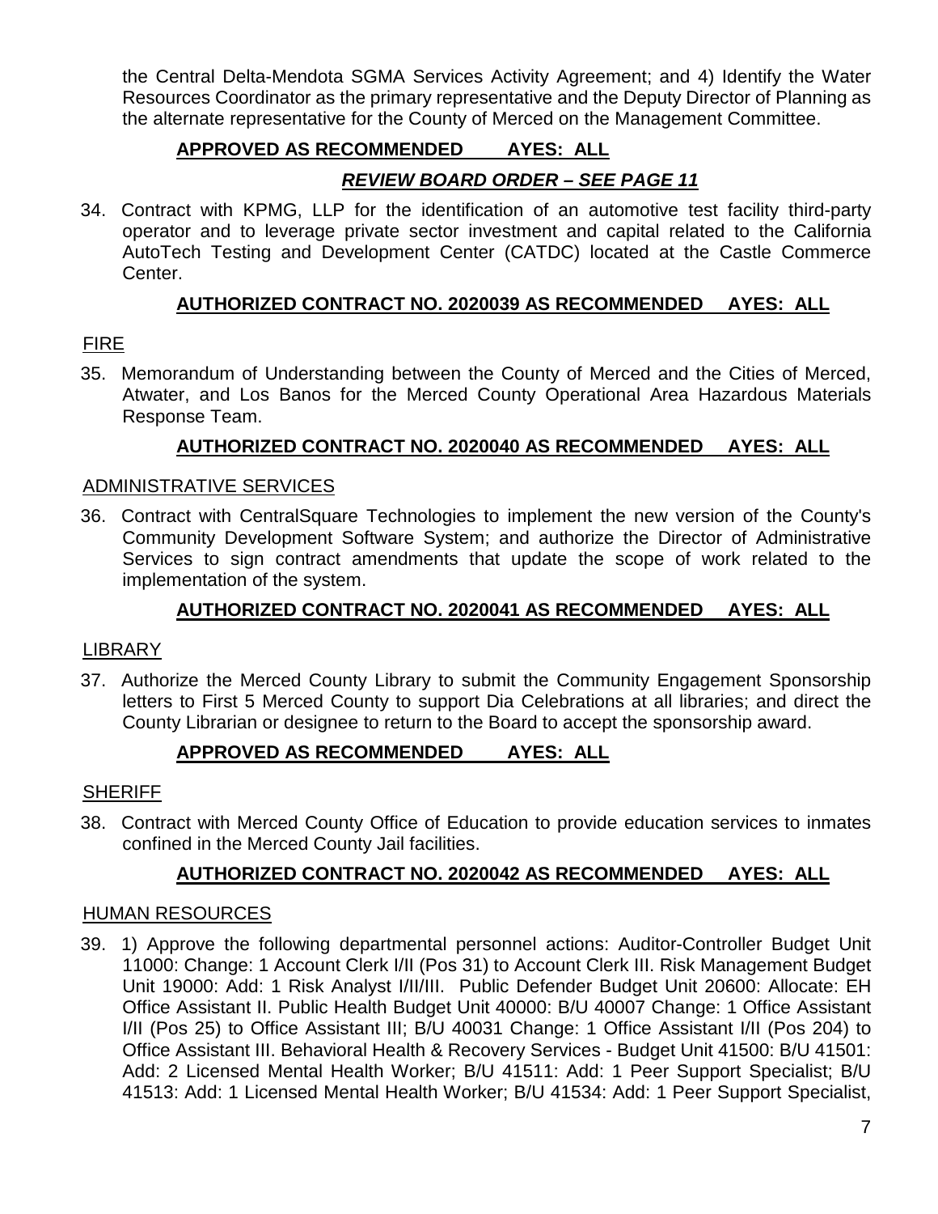the Central Delta-Mendota SGMA Services Activity Agreement; and 4) Identify the Water Resources Coordinator as the primary representative and the Deputy Director of Planning as the alternate representative for the County of Merced on the Management Committee.

**APPROVED AS RECOMMENDED AYES: ALL**

***REVIEW BOARD ORDER – SEE PAGE 11***

34. Contract with KPMG, LLP for the identification of an automotive test facility third-party operator and to leverage private sector investment and capital related to the California AutoTech Testing and Development Center (CATDC) located at the Castle Commerce Center.

**AUTHORIZED CONTRACT NO. 2020039 AS RECOMMENDED AYES: ALL**

FIRE

35. Memorandum of Understanding between the County of Merced and the Cities of Merced, Atwater, and Los Banos for the Merced County Operational Area Hazardous Materials Response Team.

**AUTHORIZED CONTRACT NO. 2020040 AS RECOMMENDED AYES: ALL**

ADMINISTRATIVE SERVICES

36. Contract with CentralSquare Technologies to implement the new version of the County's Community Development Software System; and authorize the Director of Administrative Services to sign contract amendments that update the scope of work related to the implementation of the system.

**AUTHORIZED CONTRACT NO. 2020041 AS RECOMMENDED AYES: ALL**

LIBRARY

37. Authorize the Merced County Library to submit the Community Engagement Sponsorship letters to First 5 Merced County to support Dia Celebrations at all libraries; and direct the County Librarian or designee to return to the Board to accept the sponsorship award.

**APPROVED AS RECOMMENDED AYES: ALL**

SHERIFF

38. Contract with Merced County Office of Education to provide education services to inmates confined in the Merced County Jail facilities.

**AUTHORIZED CONTRACT NO. 2020042 AS RECOMMENDED AYES: ALL**

HUMAN RESOURCES

39. 1) Approve the following departmental personnel actions: Auditor-Controller Budget Unit 11000: Change: 1 Account Clerk I/II (Pos 31) to Account Clerk III. Risk Management Budget Unit 19000: Add: 1 Risk Analyst I/II/III. Public Defender Budget Unit 20600: Allocate: EH Office Assistant II. Public Health Budget Unit 40000: B/U 40007 Change: 1 Office Assistant I/II (Pos 25) to Office Assistant III; B/U 40031 Change: 1 Office Assistant I/II (Pos 204) to Office Assistant III. Behavioral Health & Recovery Services - Budget Unit 41500: B/U 41501: Add: 2 Licensed Mental Health Worker; B/U 41511: Add: 1 Peer Support Specialist; B/U 41513: Add: 1 Licensed Mental Health Worker; B/U 41534: Add: 1 Peer Support Specialist,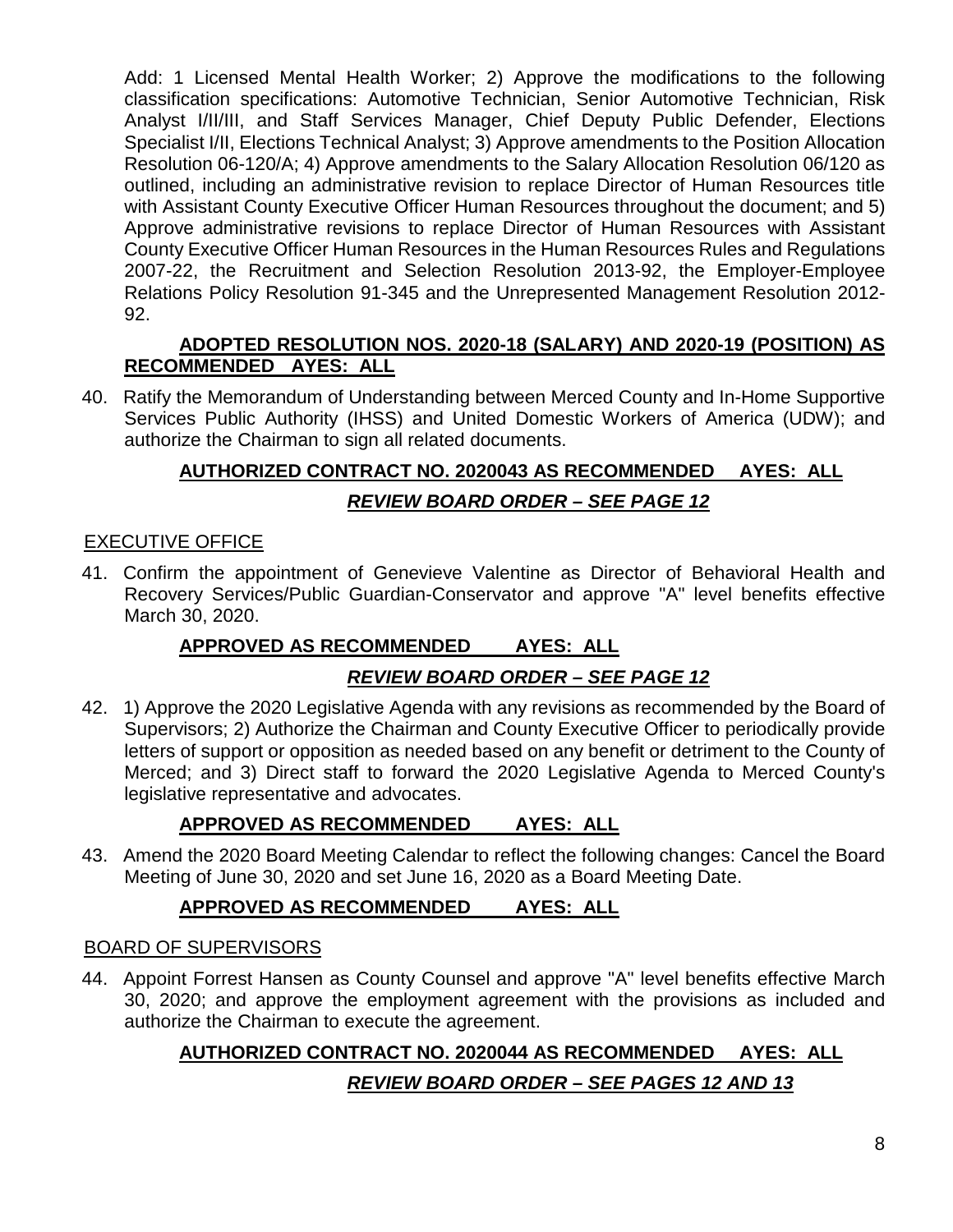Add: 1 Licensed Mental Health Worker; 2) Approve the modifications to the following classification specifications: Automotive Technician, Senior Automotive Technician, Risk Analyst I/II/III, and Staff Services Manager, Chief Deputy Public Defender, Elections Specialist I/II, Elections Technical Analyst; 3) Approve amendments to the Position Allocation Resolution 06-120/A; 4) Approve amendments to the Salary Allocation Resolution 06/120 as outlined, including an administrative revision to replace Director of Human Resources title with Assistant County Executive Officer Human Resources throughout the document; and 5) Approve administrative revisions to replace Director of Human Resources with Assistant County Executive Officer Human Resources in the Human Resources Rules and Regulations 2007-22, the Recruitment and Selection Resolution 2013-92, the Employer-Employee Relations Policy Resolution 91-345 and the Unrepresented Management Resolution 2012-92.

**ADOPTED RESOLUTION NOS. 2020-18 (SALARY) AND 2020-19 (POSITION) AS RECOMMENDED AYES: ALL**

40. Ratify the Memorandum of Understanding between Merced County and In-Home Supportive Services Public Authority (IHSS) and United Domestic Workers of America (UDW); and authorize the Chairman to sign all related documents.

**AUTHORIZED CONTRACT NO. 2020043 AS RECOMMENDED AYES: ALL**

***REVIEW BOARD ORDER – SEE PAGE 12***

## EXECUTIVE OFFICE

41. Confirm the appointment of Genevieve Valentine as Director of Behavioral Health and Recovery Services/Public Guardian-Conservator and approve "A" level benefits effective March 30, 2020.

**APPROVED AS RECOMMENDED AYES: ALL**

***REVIEW BOARD ORDER – SEE PAGE 12***

42. 1) Approve the 2020 Legislative Agenda with any revisions as recommended by the Board of Supervisors; 2) Authorize the Chairman and County Executive Officer to periodically provide letters of support or opposition as needed based on any benefit or detriment to the County of Merced; and 3) Direct staff to forward the 2020 Legislative Agenda to Merced County's legislative representative and advocates.

**APPROVED AS RECOMMENDED AYES: ALL**

43. Amend the 2020 Board Meeting Calendar to reflect the following changes: Cancel the Board Meeting of June 30, 2020 and set June 16, 2020 as a Board Meeting Date.

**APPROVED AS RECOMMENDED AYES: ALL**

## BOARD OF SUPERVISORS

44. Appoint Forrest Hansen as County Counsel and approve "A" level benefits effective March 30, 2020; and approve the employment agreement with the provisions as included and authorize the Chairman to execute the agreement.

**AUTHORIZED CONTRACT NO. 2020044 AS RECOMMENDED AYES: ALL**

***REVIEW BOARD ORDER – SEE PAGES 12 AND 13***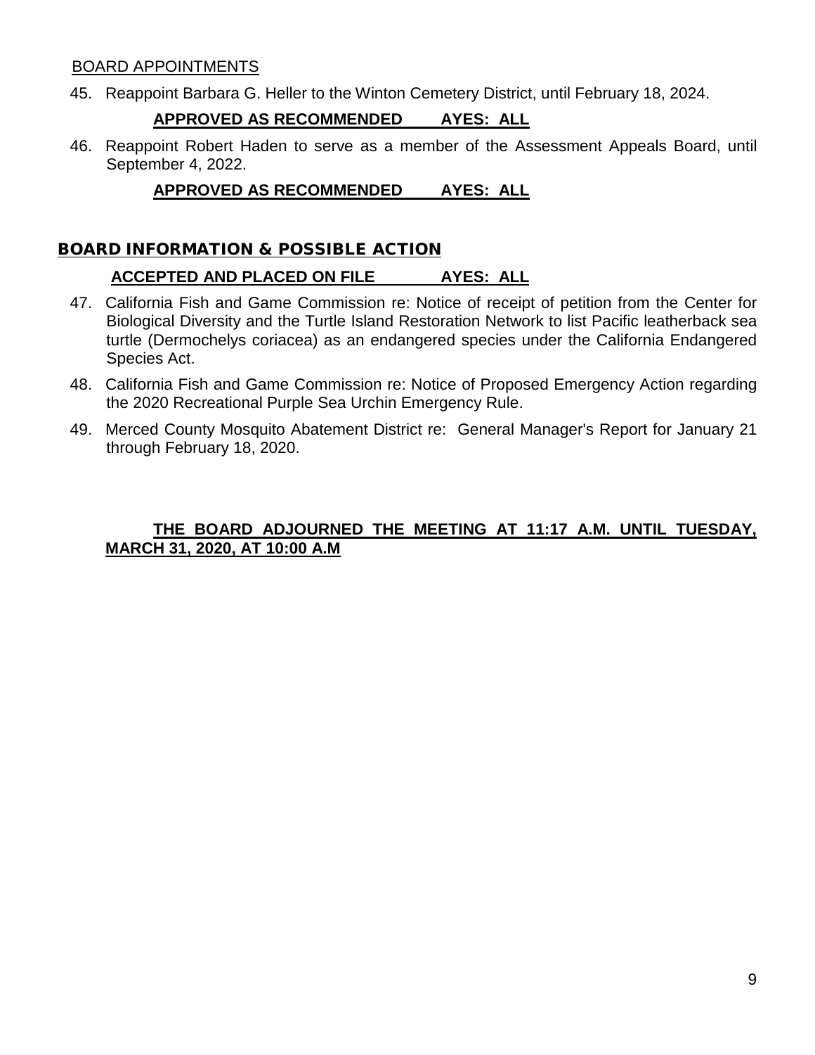BOARD APPOINTMENTS

45. Reappoint Barbara G. Heller to the Winton Cemetery District, until February 18, 2024.

**APPROVED AS RECOMMENDED AYES: ALL**

46. Reappoint Robert Haden to serve as a member of the Assessment Appeals Board, until September 4, 2022.

**APPROVED AS RECOMMENDED AYES: ALL**

## BOARD INFORMATION & POSSIBLE ACTION

**ACCEPTED AND PLACED ON FILE AYES: ALL**

47. California Fish and Game Commission re: Notice of receipt of petition from the Center for Biological Diversity and the Turtle Island Restoration Network to list Pacific leatherback sea turtle (Dermochelys coriacea) as an endangered species under the California Endangered Species Act.

48. California Fish and Game Commission re: Notice of Proposed Emergency Action regarding the 2020 Recreational Purple Sea Urchin Emergency Rule.

49. Merced County Mosquito Abatement District re: General Manager's Report for January 21 through February 18, 2020.

**THE BOARD ADJOURNED THE MEETING AT 11:17 A.M. UNTIL TUESDAY, MARCH 31, 2020, AT 10:00 A.M**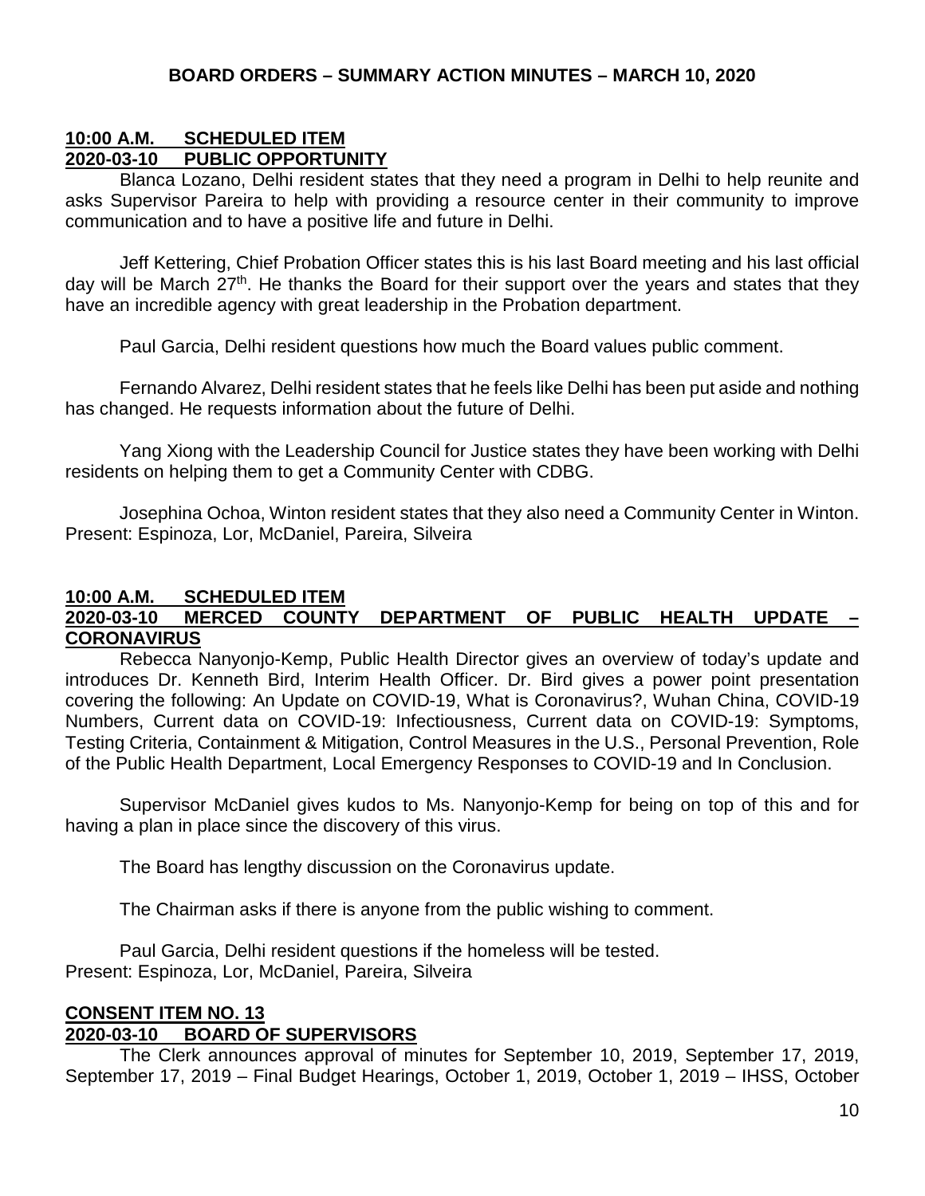## BOARD ORDERS – SUMMARY ACTION MINUTES – MARCH 10, 2020

**10:00 A.M. SCHEDULED ITEM**
**2020-03-10 PUBLIC OPPORTUNITY**

Blanca Lozano, Delhi resident states that they need a program in Delhi to help reunite and asks Supervisor Pareira to help with providing a resource center in their community to improve communication and to have a positive life and future in Delhi.

Jeff Kettering, Chief Probation Officer states this is his last Board meeting and his last official day will be March 27th. He thanks the Board for their support over the years and states that they have an incredible agency with great leadership in the Probation department.

Paul Garcia, Delhi resident questions how much the Board values public comment.

Fernando Alvarez, Delhi resident states that he feels like Delhi has been put aside and nothing has changed. He requests information about the future of Delhi.

Yang Xiong with the Leadership Council for Justice states they have been working with Delhi residents on helping them to get a Community Center with CDBG.

Josephina Ochoa, Winton resident states that they also need a Community Center in Winton.
Present: Espinoza, Lor, McDaniel, Pareira, Silveira

**10:00 A.M. SCHEDULED ITEM**
**2020-03-10 MERCED COUNTY DEPARTMENT OF PUBLIC HEALTH UPDATE – CORONAVIRUS**

Rebecca Nanyonjo-Kemp, Public Health Director gives an overview of today's update and introduces Dr. Kenneth Bird, Interim Health Officer. Dr. Bird gives a power point presentation covering the following: An Update on COVID-19, What is Coronavirus?, Wuhan China, COVID-19 Numbers, Current data on COVID-19: Infectiousness, Current data on COVID-19: Symptoms, Testing Criteria, Containment & Mitigation, Control Measures in the U.S., Personal Prevention, Role of the Public Health Department, Local Emergency Responses to COVID-19 and In Conclusion.

Supervisor McDaniel gives kudos to Ms. Nanyonjo-Kemp for being on top of this and for having a plan in place since the discovery of this virus.

The Board has lengthy discussion on the Coronavirus update.

The Chairman asks if there is anyone from the public wishing to comment.

Paul Garcia, Delhi resident questions if the homeless will be tested.
Present: Espinoza, Lor, McDaniel, Pareira, Silveira

**CONSENT ITEM NO. 13**
**2020-03-10 BOARD OF SUPERVISORS**

The Clerk announces approval of minutes for September 10, 2019, September 17, 2019, September 17, 2019 – Final Budget Hearings, October 1, 2019, October 1, 2019 – IHSS, October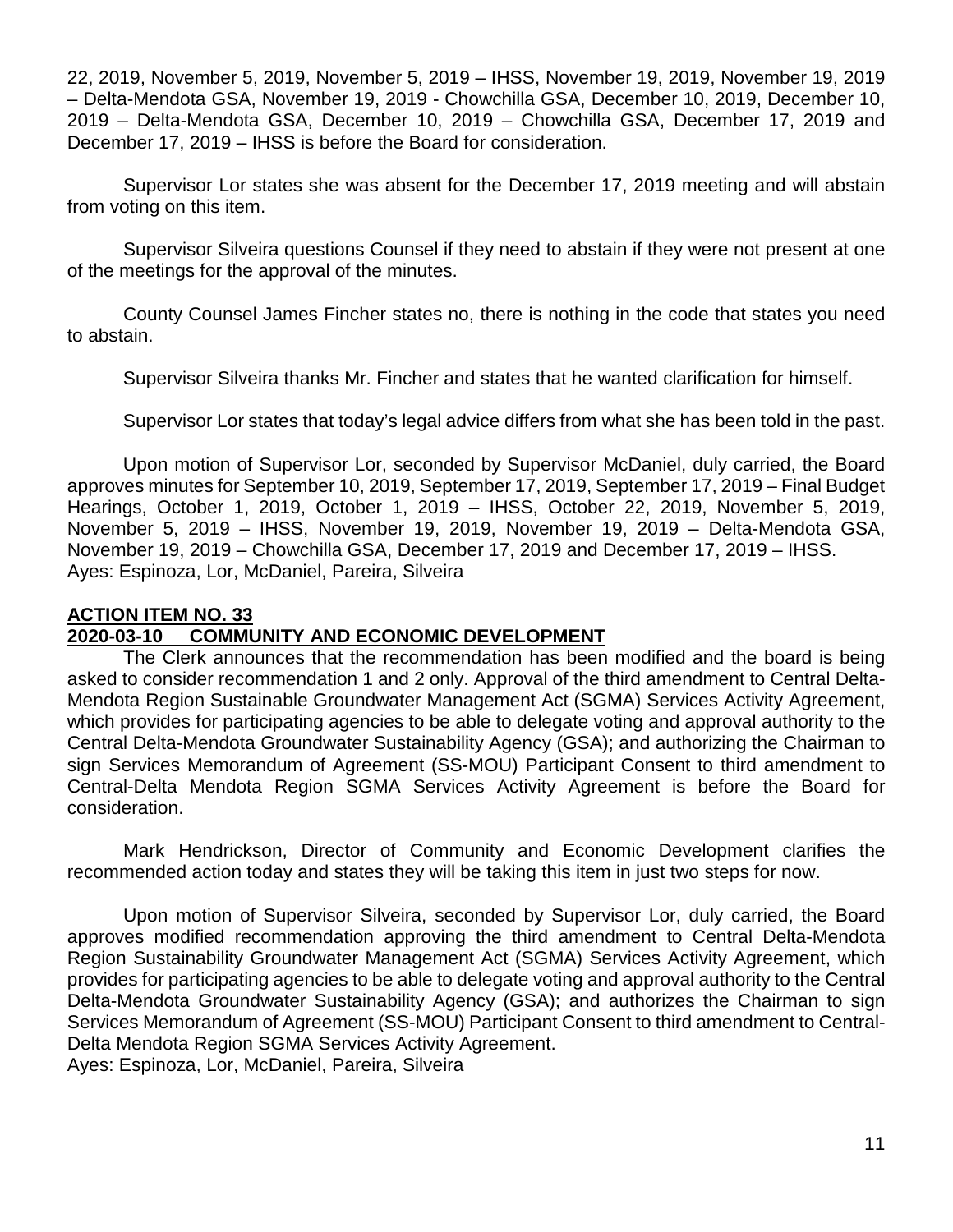22, 2019, November 5, 2019, November 5, 2019 – IHSS, November 19, 2019, November 19, 2019 – Delta-Mendota GSA, November 19, 2019 - Chowchilla GSA, December 10, 2019, December 10, 2019 – Delta-Mendota GSA, December 10, 2019 – Chowchilla GSA, December 17, 2019 and December 17, 2019 – IHSS is before the Board for consideration.

Supervisor Lor states she was absent for the December 17, 2019 meeting and will abstain from voting on this item.

Supervisor Silveira questions Counsel if they need to abstain if they were not present at one of the meetings for the approval of the minutes.

County Counsel James Fincher states no, there is nothing in the code that states you need to abstain.

Supervisor Silveira thanks Mr. Fincher and states that he wanted clarification for himself.

Supervisor Lor states that today's legal advice differs from what she has been told in the past.

Upon motion of Supervisor Lor, seconded by Supervisor McDaniel, duly carried, the Board approves minutes for September 10, 2019, September 17, 2019, September 17, 2019 – Final Budget Hearings, October 1, 2019, October 1, 2019 – IHSS, October 22, 2019, November 5, 2019, November 5, 2019 – IHSS, November 19, 2019, November 19, 2019 – Delta-Mendota GSA, November 19, 2019 – Chowchilla GSA, December 17, 2019 and December 17, 2019 – IHSS.
Ayes: Espinoza, Lor, McDaniel, Pareira, Silveira

**ACTION ITEM NO. 33**
**2020-03-10 COMMUNITY AND ECONOMIC DEVELOPMENT**

The Clerk announces that the recommendation has been modified and the board is being asked to consider recommendation 1 and 2 only. Approval of the third amendment to Central Delta-Mendota Region Sustainable Groundwater Management Act (SGMA) Services Activity Agreement, which provides for participating agencies to be able to delegate voting and approval authority to the Central Delta-Mendota Groundwater Sustainability Agency (GSA); and authorizing the Chairman to sign Services Memorandum of Agreement (SS-MOU) Participant Consent to third amendment to Central-Delta Mendota Region SGMA Services Activity Agreement is before the Board for consideration.

Mark Hendrickson, Director of Community and Economic Development clarifies the recommended action today and states they will be taking this item in just two steps for now.

Upon motion of Supervisor Silveira, seconded by Supervisor Lor, duly carried, the Board approves modified recommendation approving the third amendment to Central Delta-Mendota Region Sustainability Groundwater Management Act (SGMA) Services Activity Agreement, which provides for participating agencies to be able to delegate voting and approval authority to the Central Delta-Mendota Groundwater Sustainability Agency (GSA); and authorizes the Chairman to sign Services Memorandum of Agreement (SS-MOU) Participant Consent to third amendment to Central-Delta Mendota Region SGMA Services Activity Agreement.
Ayes: Espinoza, Lor, McDaniel, Pareira, Silveira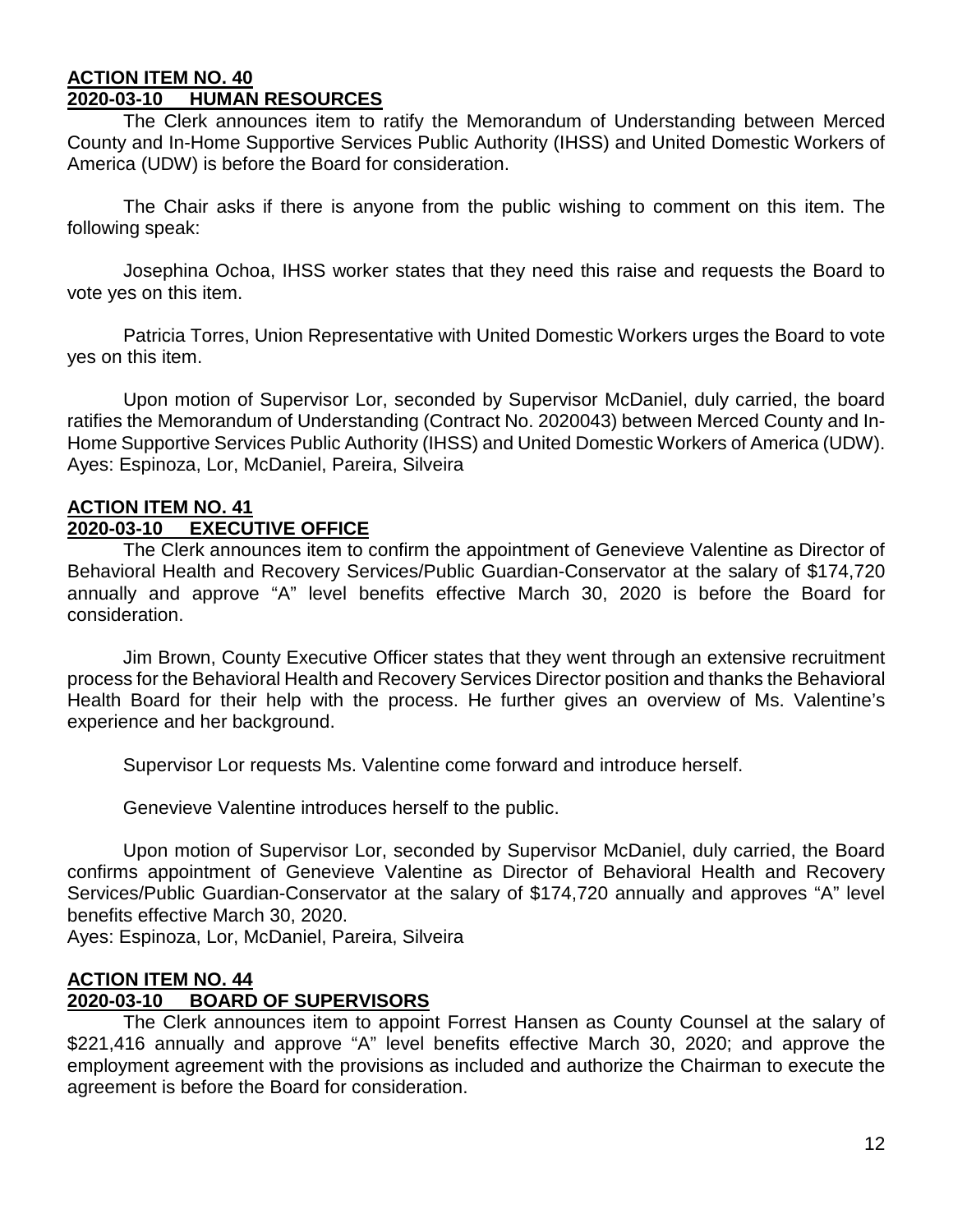**ACTION ITEM NO. 40**
**2020-03-10 HUMAN RESOURCES**

The Clerk announces item to ratify the Memorandum of Understanding between Merced County and In-Home Supportive Services Public Authority (IHSS) and United Domestic Workers of America (UDW) is before the Board for consideration.

The Chair asks if there is anyone from the public wishing to comment on this item. The following speak:

Josephina Ochoa, IHSS worker states that they need this raise and requests the Board to vote yes on this item.

Patricia Torres, Union Representative with United Domestic Workers urges the Board to vote yes on this item.

Upon motion of Supervisor Lor, seconded by Supervisor McDaniel, duly carried, the board ratifies the Memorandum of Understanding (Contract No. 2020043) between Merced County and In-Home Supportive Services Public Authority (IHSS) and United Domestic Workers of America (UDW).
Ayes: Espinoza, Lor, McDaniel, Pareira, Silveira

**ACTION ITEM NO. 41**
**2020-03-10 EXECUTIVE OFFICE**

The Clerk announces item to confirm the appointment of Genevieve Valentine as Director of Behavioral Health and Recovery Services/Public Guardian-Conservator at the salary of $174,720 annually and approve "A" level benefits effective March 30, 2020 is before the Board for consideration.

Jim Brown, County Executive Officer states that they went through an extensive recruitment process for the Behavioral Health and Recovery Services Director position and thanks the Behavioral Health Board for their help with the process. He further gives an overview of Ms. Valentine's experience and her background.

Supervisor Lor requests Ms. Valentine come forward and introduce herself.

Genevieve Valentine introduces herself to the public.

Upon motion of Supervisor Lor, seconded by Supervisor McDaniel, duly carried, the Board confirms appointment of Genevieve Valentine as Director of Behavioral Health and Recovery Services/Public Guardian-Conservator at the salary of $174,720 annually and approves "A" level benefits effective March 30, 2020.
Ayes: Espinoza, Lor, McDaniel, Pareira, Silveira

**ACTION ITEM NO. 44**
**2020-03-10 BOARD OF SUPERVISORS**

The Clerk announces item to appoint Forrest Hansen as County Counsel at the salary of $221,416 annually and approve "A" level benefits effective March 30, 2020; and approve the employment agreement with the provisions as included and authorize the Chairman to execute the agreement is before the Board for consideration.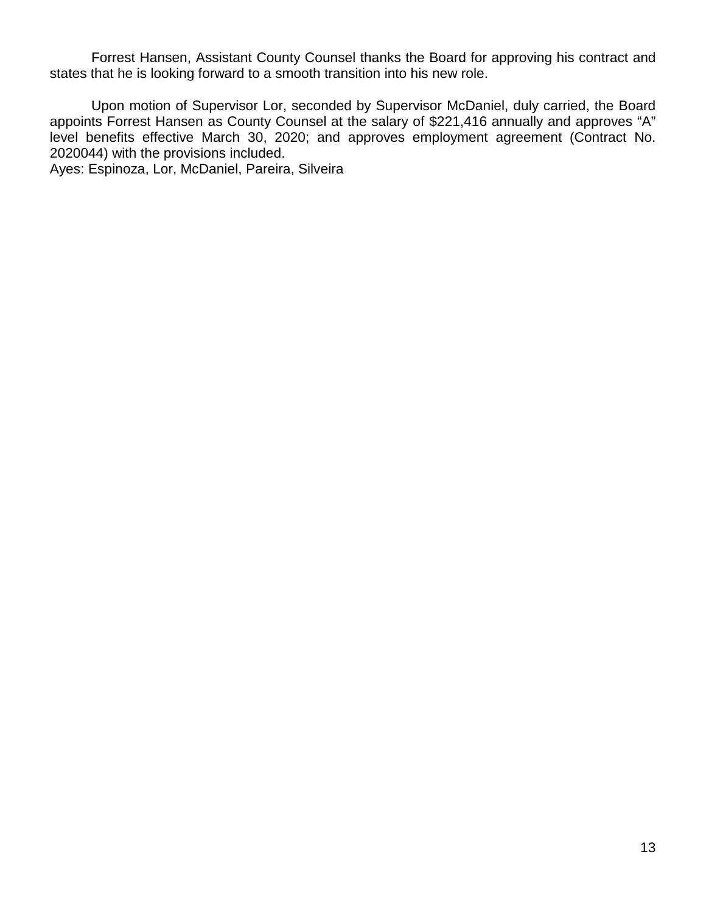Forrest Hansen, Assistant County Counsel thanks the Board for approving his contract and states that he is looking forward to a smooth transition into his new role.

Upon motion of Supervisor Lor, seconded by Supervisor McDaniel, duly carried, the Board appoints Forrest Hansen as County Counsel at the salary of $221,416 annually and approves "A" level benefits effective March 30, 2020; and approves employment agreement (Contract No. 2020044) with the provisions included.
Ayes: Espinoza, Lor, McDaniel, Pareira, Silveira